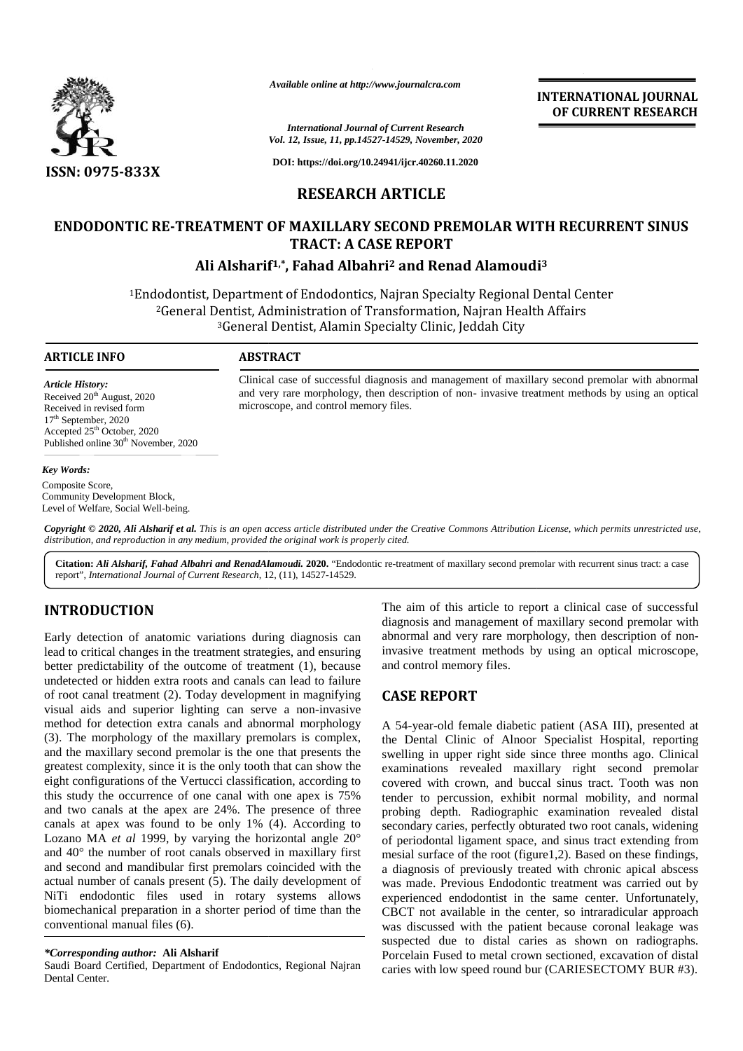ISSN: 0975-833X

*Available online at http://www.journalcra.com*

*International Journal of Current Research*
*Vol. 12, Issue, 11, pp.14527-14529, November, 2020*

**DOI: https://doi.org/10.24941/ijcr.40260.11.2020**

**INTERNATIONAL JOURNAL OF CURRENT RESEARCH**

## RESEARCH ARTICLE

# ENDODONTIC RE-TREATMENT OF MAXILLARY SECOND PREMOLAR WITH RECURRENT SINUS TRACT: A CASE REPORT

**Ali Alsharif[1,*], Fahad Albahri[2] and Renad Alamoudi[3]**

[1]Endodontist, Department of Endodontics, Najran Specialty Regional Dental Center
[2]General Dentist, Administration of Transformation, Najran Health Affairs
[3]General Dentist, Alamin Specialty Clinic, Jeddah City

### ARTICLE INFO

*Article History:*
Received 20th August, 2020
Received in revised form
17th September, 2020
Accepted 25th October, 2020
Published online 30th November, 2020

*Key Words:*
Composite Score,
Community Development Block,
Level of Welfare, Social Well-being.

### ABSTRACT

Clinical case of successful diagnosis and management of maxillary second premolar with abnormal and very rare morphology, then description of non- invasive treatment methods by using an optical microscope, and control memory files.

*Copyright © 2020, Ali Alsharif et al. This is an open access article distributed under the Creative Commons Attribution License, which permits unrestricted use, distribution, and reproduction in any medium, provided the original work is properly cited.*

**Citation:** *Ali Alsharif, Fahad Albahri and RenadAlamoudi.* **2020.** "Endodontic re-treatment of maxillary second premolar with recurrent sinus tract: a case report", *International Journal of Current Research*, 12, (11), 14527-14529.

## INTRODUCTION

Early detection of anatomic variations during diagnosis can lead to critical changes in the treatment strategies, and ensuring better predictability of the outcome of treatment (1), because undetected or hidden extra roots and canals can lead to failure of root canal treatment (2). Today development in magnifying visual aids and superior lighting can serve a non-invasive method for detection extra canals and abnormal morphology (3). The morphology of the maxillary premolars is complex, and the maxillary second premolar is the one that presents the greatest complexity, since it is the only tooth that can show the eight configurations of the Vertucci classification, according to this study the occurrence of one canal with one apex is 75% and two canals at the apex are 24%. The presence of three canals at apex was found to be only 1% (4). According to Lozano MA *et al* 1999, by varying the horizontal angle 20° and 40° the number of root canals observed in maxillary first and second and mandibular first premolars coincided with the actual number of canals present (5). The daily development of NiTi endodontic files used in rotary systems allows biomechanical preparation in a shorter period of time than the conventional manual files (6).

The aim of this article to report a clinical case of successful diagnosis and management of maxillary second premolar with abnormal and very rare morphology, then description of non-invasive treatment methods by using an optical microscope, and control memory files.

## CASE REPORT

A 54-year-old female diabetic patient (ASA III), presented at the Dental Clinic of Alnoor Specialist Hospital, reporting swelling in upper right side since three months ago. Clinical examinations revealed maxillary right second premolar covered with crown, and buccal sinus tract. Tooth was non tender to percussion, exhibit normal mobility, and normal probing depth. Radiographic examination revealed distal secondary caries, perfectly obturated two root canals, widening of periodontal ligament space, and sinus tract extending from mesial surface of the root (figure1,2). Based on these findings, a diagnosis of previously treated with chronic apical abscess was made. Previous Endodontic treatment was carried out by experienced endodontist in the same center. Unfortunately, CBCT not available in the center, so intraradicular approach was discussed with the patient because coronal leakage was suspected due to distal caries as shown on radiographs. Porcelain Fused to metal crown sectioned, excavation of distal caries with low speed round bur (CARIESECTOMY BUR #3).

***Corresponding author:* Ali Alsharif**
Saudi Board Certified, Department of Endodontics, Regional Najran Dental Center.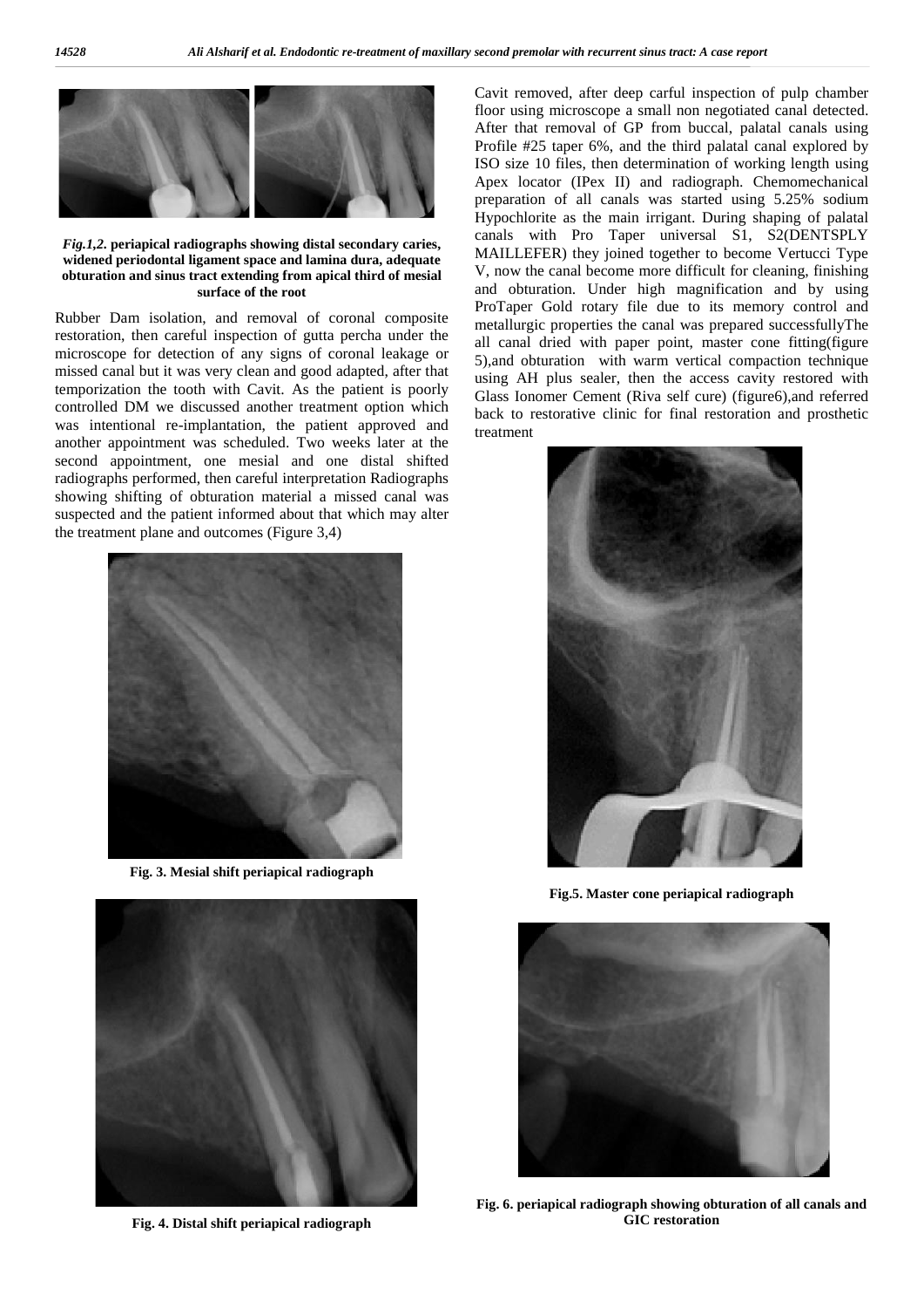*Fig.1,2.* **periapical radiographs showing distal secondary caries, widened periodontal ligament space and lamina dura, adequate obturation and sinus tract extending from apical third of mesial surface of the root**

Rubber Dam isolation, and removal of coronal composite restoration, then careful inspection of gutta percha under the microscope for detection of any signs of coronal leakage or missed canal but it was very clean and good adapted, after that temporization the tooth with Cavit. As the patient is poorly controlled DM we discussed another treatment option which was intentional re-implantation, the patient approved and another appointment was scheduled. Two weeks later at the second appointment, one mesial and one distal shifted radiographs performed, then careful interpretation Radiographs showing shifting of obturation material a missed canal was suspected and the patient informed about that which may alter the treatment plane and outcomes (Figure 3,4)

**Fig. 3. Mesial shift periapical radiograph**

**Fig. 4. Distal shift periapical radiograph**

Cavit removed, after deep carful inspection of pulp chamber floor using microscope a small non negotiated canal detected. After that removal of GP from buccal, palatal canals using Profile #25 taper 6%, and the third palatal canal explored by ISO size 10 files, then determination of working length using Apex locator (IPex II) and radiograph. Chemomechanical preparation of all canals was started using 5.25% sodium Hypochlorite as the main irrigant. During shaping of palatal canals with Pro Taper universal S1, S2(DENTSPLY MAILLEFER) they joined together to become Vertucci Type V, now the canal become more difficult for cleaning, finishing and obturation. Under high magnification and by using ProTaper Gold rotary file due to its memory control and metallurgic properties the canal was prepared successfullyThe all canal dried with paper point, master cone fitting(figure 5),and obturation with warm vertical compaction technique using AH plus sealer, then the access cavity restored with Glass Ionomer Cement (Riva self cure) (figure6),and referred back to restorative clinic for final restoration and prosthetic treatment

**Fig.5. Master cone periapical radiograph**

**Fig. 6. periapical radiograph showing obturation of all canals and GIC restoration**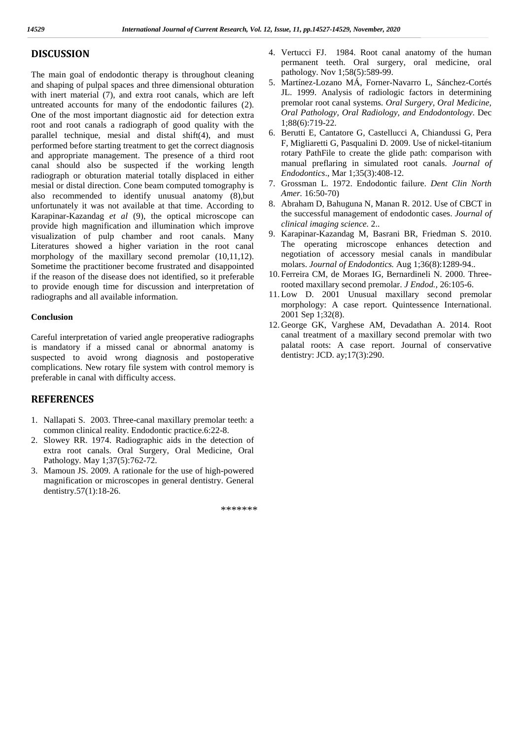## DISCUSSION

The main goal of endodontic therapy is throughout cleaning and shaping of pulpal spaces and three dimensional obturation with inert material (7), and extra root canals, which are left untreated accounts for many of the endodontic failures (2). One of the most important diagnostic aid for detection extra root and root canals a radiograph of good quality with the parallel technique, mesial and distal shift(4), and must performed before starting treatment to get the correct diagnosis and appropriate management. The presence of a third root canal should also be suspected if the working length radiograph or obturation material totally displaced in either mesial or distal direction. Cone beam computed tomography is also recommended to identify unusual anatomy (8),but unfortunately it was not available at that time. According to Karapinar-Kazandag *et al* (9), the optical microscope can provide high magnification and illumination which improve visualization of pulp chamber and root canals. Many Literatures showed a higher variation in the root canal morphology of the maxillary second premolar (10,11,12). Sometime the practitioner become frustrated and disappointed if the reason of the disease does not identified, so it preferable to provide enough time for discussion and interpretation of radiographs and all available information.

### Conclusion

Careful interpretation of varied angle preoperative radiographs is mandatory if a missed canal or abnormal anatomy is suspected to avoid wrong diagnosis and postoperative complications. New rotary file system with control memory is preferable in canal with difficulty access.

## REFERENCES

1. Nallapati S. 2003. Three-canal maxillary premolar teeth: a common clinical reality. Endodontic practice.6:22-8.
2. Slowey RR. 1974. Radiographic aids in the detection of extra root canals. Oral Surgery, Oral Medicine, Oral Pathology. May 1;37(5):762-72.
3. Mamoun JS. 2009. A rationale for the use of high-powered magnification or microscopes in general dentistry. General dentistry.57(1):18-26.
4. Vertucci FJ. 1984. Root canal anatomy of the human permanent teeth. Oral surgery, oral medicine, oral pathology. Nov 1;58(5):589-99.
5. Martínez-Lozano MÁ, Forner-Navarro L, Sánchez-Cortés JL. 1999. Analysis of radiologic factors in determining premolar root canal systems. *Oral Surgery, Oral Medicine, Oral Pathology, Oral Radiology, and Endodontology*. Dec 1;88(6):719-22.
6. Berutti E, Cantatore G, Castellucci A, Chiandussi G, Pera F, Migliaretti G, Pasqualini D. 2009. Use of nickel-titanium rotary PathFile to create the glide path: comparison with manual preflaring in simulated root canals. *Journal of Endodontics*., Mar 1;35(3):408-12.
7. Grossman L. 1972. Endodontic failure. *Dent Clin North Amer.* 16:50-70)
8. Abraham D, Bahuguna N, Manan R. 2012. Use of CBCT in the successful management of endodontic cases. *Journal of clinical imaging science.* 2..
9. Karapinar-Kazandag M, Basrani BR, Friedman S. 2010. The operating microscope enhances detection and negotiation of accessory mesial canals in mandibular molars. *Journal of Endodontics.* Aug 1;36(8):1289-94..
10. Ferreira CM, de Moraes IG, Bernardineli N. 2000. Three-rooted maxillary second premolar. *J Endod.,* 26:105-6.
11. Low D. 2001 Unusual maxillary second premolar morphology: A case report. Quintessence International. 2001 Sep 1;32(8).
12. George GK, Varghese AM, Devadathan A. 2014. Root canal treatment of a maxillary second premolar with two palatal roots: A case report. Journal of conservative dentistry: JCD. ay;17(3):290.

*******